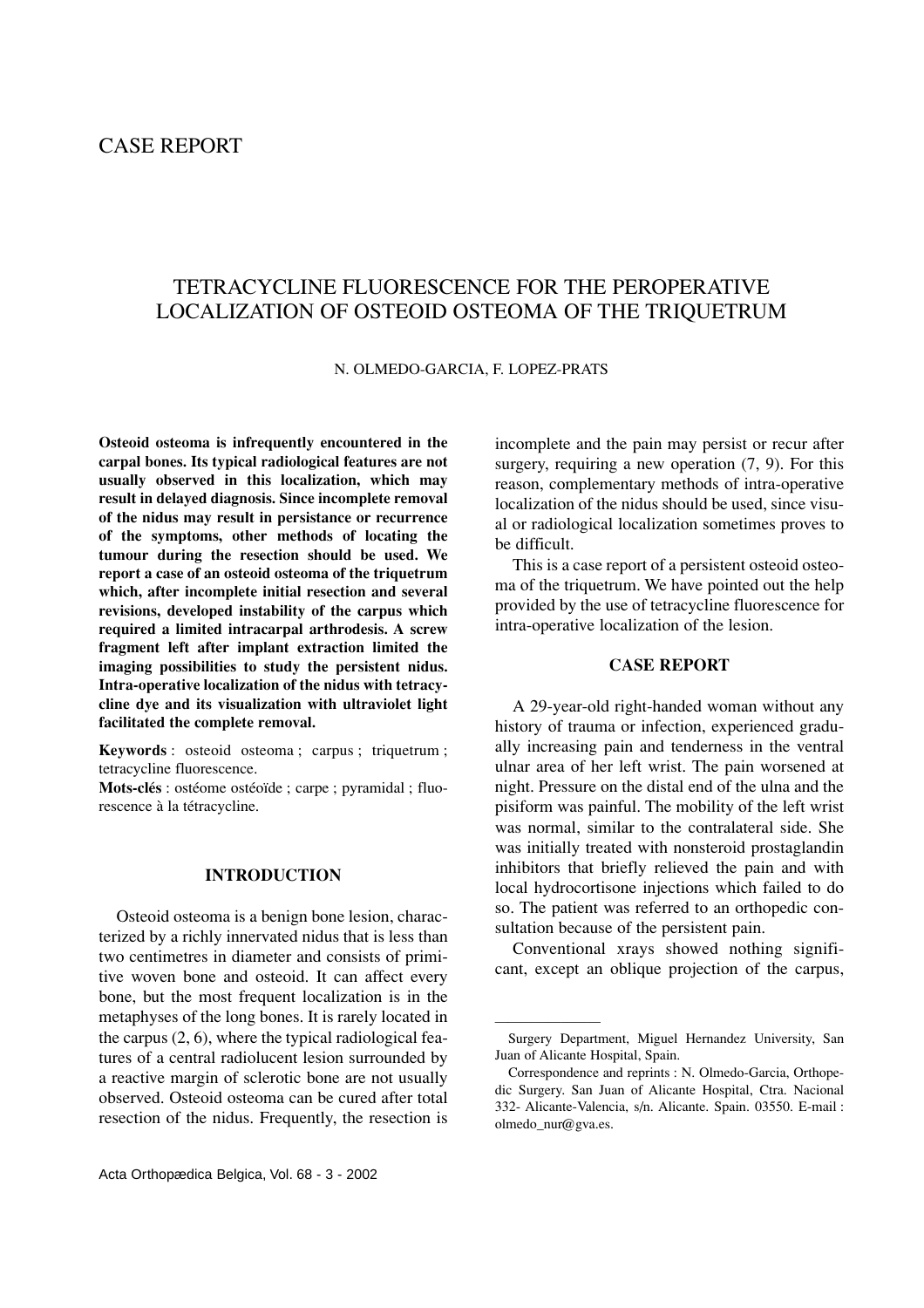# CASE REPORT

## TETRACYCLINE FLUORESCENCE FOR THE PEROPERATIVE LOCALIZATION OF OSTEOID OSTEOMA OF THE TRIQUETRUM

N. OLMEDO-GARCIA, F. LOPEZ-PRATS

**Osteoid osteoma is infrequently encountered in the carpal bones. Its typical radiological features are not usually observed in this localization, which may result in delayed diagnosis. Since incomplete removal of the nidus may result in persistance or recurrence of the symptoms, other methods of locating the tumour during the resection should be used. We report a case of an osteoid osteoma of the triquetrum which, after incomplete initial resection and several revisions, developed instability of the carpus which required a limited intracarpal arthrodesis. A screw fragment left after implant extraction limited the imaging possibilities to study the persistent nidus. Intra-operative localization of the nidus with tetracycline dye and its visualization with ultraviolet light facilitated the complete removal.**

**Keywords** : osteoid osteoma ; carpus ; triquetrum ; tetracycline fluorescence.

**Mots-clés** : ostéome ostéoïde ; carpe ; pyramidal ; fluorescence à la tétracycline.

### INTRODUCTION

Osteoid osteoma is a benign bone lesion, characterized by a richly innervated nidus that is less than two centimetres in diameter and consists of primitive woven bone and osteoid. It can affect every bone, but the most frequent localization is in the metaphyses of the long bones. It is rarely located in the carpus (2, 6), where the typical radiological features of a central radiolucent lesion surrounded by a reactive margin of sclerotic bone are not usually observed. Osteoid osteoma can be cured after total resection of the nidus. Frequently, the resection is incomplete and the pain may persist or recur after surgery, requiring a new operation (7, 9). For this reason, complementary methods of intra-operative localization of the nidus should be used, since visual or radiological localization sometimes proves to be difficult.

This is a case report of a persistent osteoid osteoma of the triquetrum. We have pointed out the help provided by the use of tetracycline fluorescence for intra-operative localization of the lesion.

### CASE REPORT

A 29-year-old right-handed woman without any history of trauma or infection, experienced gradually increasing pain and tenderness in the ventral ulnar area of her left wrist. The pain worsened at night. Pressure on the distal end of the ulna and the pisiform was painful. The mobility of the left wrist was normal, similar to the contralateral side. She was initially treated with nonsteroid prostaglandin inhibitors that briefly relieved the pain and with local hydrocortisone injections which failed to do so. The patient was referred to an orthopedic consultation because of the persistent pain.

Conventional xrays showed nothing significant, except an oblique projection of the carpus,

---

Surgery Department, Miguel Hernandez University, San Juan of Alicante Hospital, Spain.

Correspondence and reprints : N. Olmedo-Garcia, Orthopedic Surgery. San Juan of Alicante Hospital, Ctra. Nacional 332- Alicante-Valencia, s/n. Alicante. Spain. 03550. E-mail : olmedo_nur@gva.es.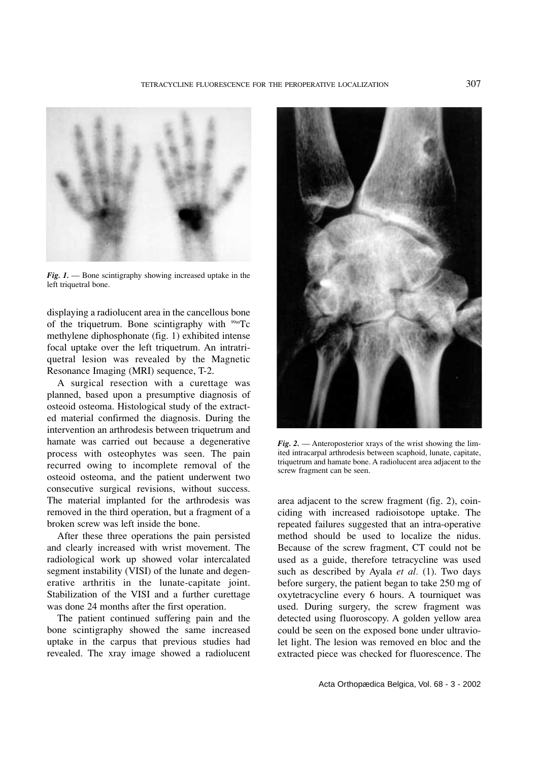*Fig. 1.* — Bone scintigraphy showing increased uptake in the left triquetral bone.

displaying a radiolucent area in the cancellous bone of the triquetrum. Bone scintigraphy with $^{99m}$Tc methylene diphosphonate (fig. 1) exhibited intense focal uptake over the left triquetrum. An intratriquetral lesion was revealed by the Magnetic Resonance Imaging (MRI) sequence, T-2.

A surgical resection with a curettage was planned, based upon a presumptive diagnosis of osteoid osteoma. Histological study of the extracted material confirmed the diagnosis. During the intervention an arthrodesis between triquetrum and hamate was carried out because a degenerative process with osteophytes was seen. The pain recurred owing to incomplete removal of the osteoid osteoma, and the patient underwent two consecutive surgical revisions, without success. The material implanted for the arthrodesis was removed in the third operation, but a fragment of a broken screw was left inside the bone.

After these three operations the pain persisted and clearly increased with wrist movement. The radiological work up showed volar intercalated segment instability (VISI) of the lunate and degenerative arthritis in the lunate-capitate joint. Stabilization of the VISI and a further curettage was done 24 months after the first operation.

The patient continued suffering pain and the bone scintigraphy showed the same increased uptake in the carpus that previous studies had revealed. The xray image showed a radiolucent area adjacent to the screw fragment (fig. 2), coinciding with increased radioisotope uptake. The repeated failures suggested that an intra-operative method should be used to localize the nidus. Because of the screw fragment, CT could not be used as a guide, therefore tetracycline was used such as described by Ayala *et al.* (1). Two days before surgery, the patient began to take 250 mg of oxytetracycline every 6 hours. A tourniquet was used. During surgery, the screw fragment was detected using fluoroscopy. A golden yellow area could be seen on the exposed bone under ultraviolet light. The lesion was removed en bloc and the extracted piece was checked for fluorescence. The

*Fig. 2.* — Anteroposterior xrays of the wrist showing the limited intracarpal arthrodesis between scaphoid, lunate, capitate, triquetrum and hamate bone. A radiolucent area adjacent to the screw fragment can be seen.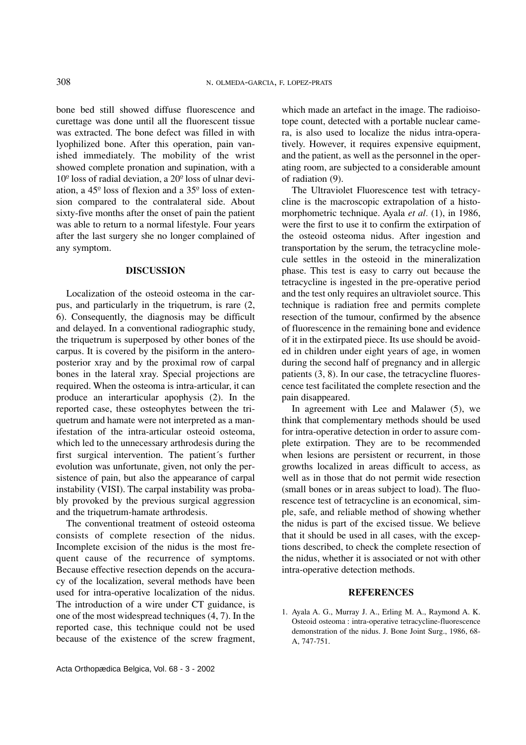bone bed still showed diffuse fluorescence and curettage was done until all the fluorescent tissue was extracted. The bone defect was filled in with lyophilized bone. After this operation, pain vanished immediately. The mobility of the wrist showed complete pronation and supination, with a 10º loss of radial deviation, a 20º loss of ulnar deviation, a 45º loss of flexion and a 35º loss of extension compared to the contralateral side. About sixty-five months after the onset of pain the patient was able to return to a normal lifestyle. Four years after the last surgery she no longer complained of any symptom.

## DISCUSSION

Localization of the osteoid osteoma in the carpus, and particularly in the triquetrum, is rare (2, 6). Consequently, the diagnosis may be difficult and delayed. In a conventional radiographic study, the triquetrum is superposed by other bones of the carpus. It is covered by the pisiform in the anteroposterior xray and by the proximal row of carpal bones in the lateral xray. Special projections are required. When the osteoma is intra-articular, it can produce an interarticular apophysis (2). In the reported case, these osteophytes between the triquetrum and hamate were not interpreted as a manifestation of the intra-articular osteoid osteoma, which led to the unnecessary arthrodesis during the first surgical intervention. The patient´s further evolution was unfortunate, given, not only the persistence of pain, but also the appearance of carpal instability (VISI). The carpal instability was probably provoked by the previous surgical aggression and the triquetrum-hamate arthrodesis.

The conventional treatment of osteoid osteoma consists of complete resection of the nidus. Incomplete excision of the nidus is the most frequent cause of the recurrence of symptoms. Because effective resection depends on the accuracy of the localization, several methods have been used for intra-operative localization of the nidus. The introduction of a wire under CT guidance, is one of the most widespread techniques (4, 7). In the reported case, this technique could not be used because of the existence of the screw fragment, which made an artefact in the image. The radioisotope count, detected with a portable nuclear camera, is also used to localize the nidus intra-operatively. However, it requires expensive equipment, and the patient, as well as the personnel in the operating room, are subjected to a considerable amount of radiation (9).

The Ultraviolet Fluorescence test with tetracycline is the macroscopic extrapolation of a histomorphometric technique. Ayala *et al.* (1), in 1986, were the first to use it to confirm the extirpation of the osteoid osteoma nidus. After ingestion and transportation by the serum, the tetracycline molecule settles in the osteoid in the mineralization phase. This test is easy to carry out because the tetracycline is ingested in the pre-operative period and the test only requires an ultraviolet source. This technique is radiation free and permits complete resection of the tumour, confirmed by the absence of fluorescence in the remaining bone and evidence of it in the extirpated piece. Its use should be avoided in children under eight years of age, in women during the second half of pregnancy and in allergic patients (3, 8). In our case, the tetracycline fluorescence test facilitated the complete resection and the pain disappeared.

In agreement with Lee and Malawer (5), we think that complementary methods should be used for intra-operative detection in order to assure complete extirpation. They are to be recommended when lesions are persistent or recurrent, in those growths localized in areas difficult to access, as well as in those that do not permit wide resection (small bones or in areas subject to load). The fluorescence test of tetracycline is an economical, simple, safe, and reliable method of showing whether the nidus is part of the excised tissue. We believe that it should be used in all cases, with the exceptions described, to check the complete resection of the nidus, whether it is associated or not with other intra-operative detection methods.

## REFERENCES

1. Ayala A. G., Murray J. A., Erling M. A., Raymond A. K. Osteoid osteoma : intra-operative tetracycline-fluorescence demonstration of the nidus. J. Bone Joint Surg., 1986, 68-A, 747-751.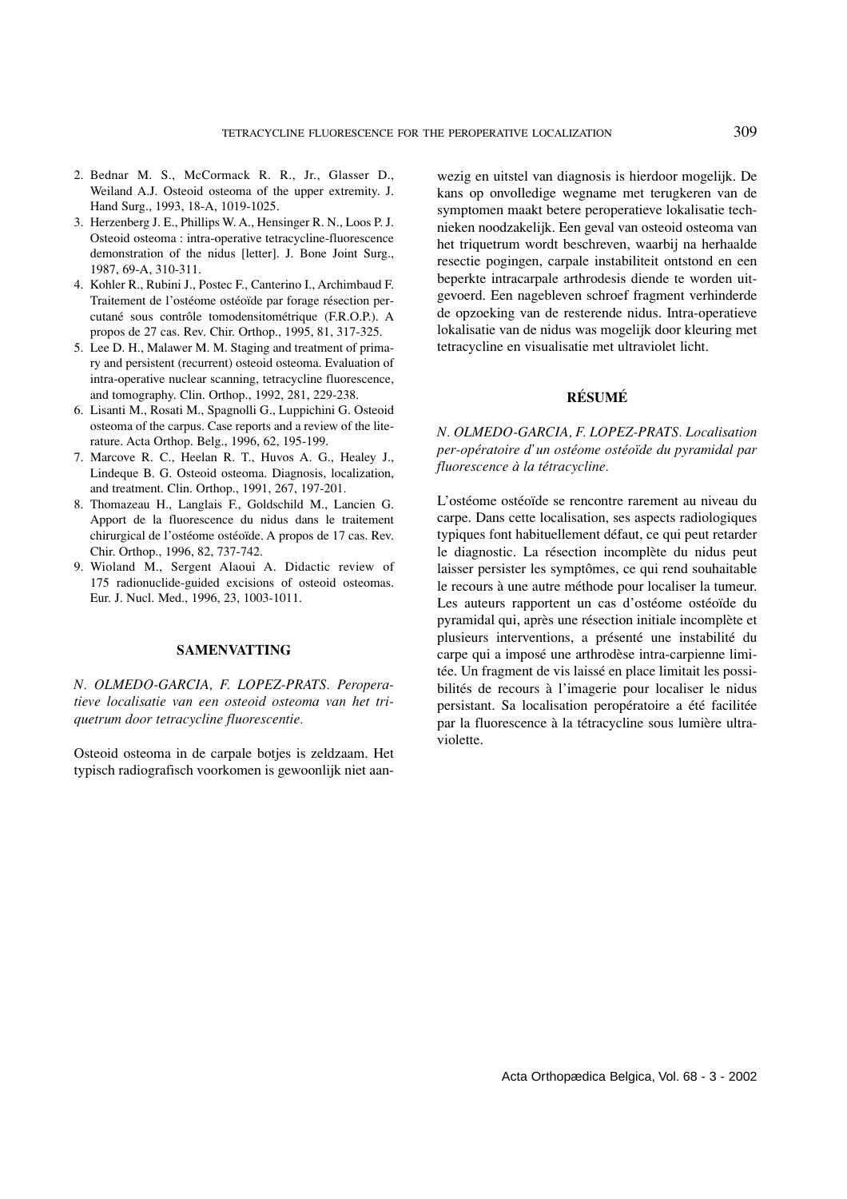2. Bednar M. S., McCormack R. R., Jr., Glasser D., Weiland A.J. Osteoid osteoma of the upper extremity. J. Hand Surg., 1993, 18-A, 1019-1025.
3. Herzenberg J. E., Phillips W. A., Hensinger R. N., Loos P. J. Osteoid osteoma : intra-operative tetracycline-fluorescence demonstration of the nidus [letter]. J. Bone Joint Surg., 1987, 69-A, 310-311.
4. Kohler R., Rubini J., Postec F., Canterino I., Archimbaud F. Traitement de l'ostéome ostéoïde par forage résection percutané sous contrôle tomodensitométrique (F.R.O.P.). A propos de 27 cas. Rev. Chir. Orthop., 1995, 81, 317-325.
5. Lee D. H., Malawer M. M. Staging and treatment of primary and persistent (recurrent) osteoid osteoma. Evaluation of intra-operative nuclear scanning, tetracycline fluorescence, and tomography. Clin. Orthop., 1992, 281, 229-238.
6. Lisanti M., Rosati M., Spagnolli G., Luppichini G. Osteoid osteoma of the carpus. Case reports and a review of the literature. Acta Orthop. Belg., 1996, 62, 195-199.
7. Marcove R. C., Heelan R. T., Huvos A. G., Healey J., Lindeque B. G. Osteoid osteoma. Diagnosis, localization, and treatment. Clin. Orthop., 1991, 267, 197-201.
8. Thomazeau H., Langlais F., Goldschild M., Lancien G. Apport de la fluorescence du nidus dans le traitement chirurgical de l'ostéome ostéoïde. A propos de 17 cas. Rev. Chir. Orthop., 1996, 82, 737-742.
9. Wioland M., Sergent Alaoui A. Didactic review of 175 radionuclide-guided excisions of osteoid osteomas. Eur. J. Nucl. Med., 1996, 23, 1003-1011.

## SAMENVATTING

*N. OLMEDO-GARCIA, F. LOPEZ-PRATS. Peroperatieve localisatie van een osteoid osteoma van het triquetrum door tetracycline fluorescentie.*

Osteoid osteoma in de carpale botjes is zeldzaam. Het typisch radiografisch voorkomen is gewoonlijk niet aanwezig en uitstel van diagnosis is hierdoor mogelijk. De kans op onvolledige wegname met terugkeren van de symptomen maakt betere peroperatieve lokalisatie technieken noodzakelijk. Een geval van osteoid osteoma van het triquetrum wordt beschreven, waarbij na herhaalde resectie pogingen, carpale instabiliteit ontstond en een beperkte intracarpale arthrodesis diende te worden uitgevoerd. Een nagebleven schroef fragment verhinderde de opzoeking van de resterende nidus. Intra-operatieve lokalisatie van de nidus was mogelijk door kleuring met tetracycline en visualisatie met ultraviolet licht.

## RÉSUMÉ

*N. OLMEDO-GARCIA, F. LOPEZ-PRATS. Localisation per-opératoire d'un ostéome ostéoïde du pyramidal par fluorescence à la tétracycline.*

L'ostéome ostéoïde se rencontre rarement au niveau du carpe. Dans cette localisation, ses aspects radiologiques typiques font habituellement défaut, ce qui peut retarder le diagnostic. La résection incomplète du nidus peut laisser persister les symptômes, ce qui rend souhaitable le recours à une autre méthode pour localiser la tumeur. Les auteurs rapportent un cas d'ostéome ostéoïde du pyramidal qui, après une résection initiale incomplète et plusieurs interventions, a présenté une instabilité du carpe qui a imposé une arthrodèse intra-carpienne limitée. Un fragment de vis laissé en place limitait les possibilités de recours à l'imagerie pour localiser le nidus persistant. Sa localisation peropératoire a été facilitée par la fluorescence à la tétracycline sous lumière ultraviolette.